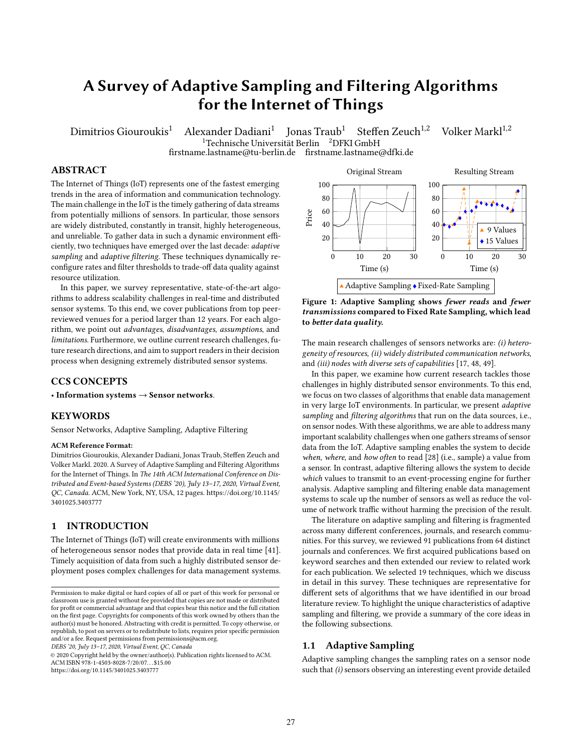# A Survey of Adaptive Sampling and Filtering Algorithms for the Internet of Things

Dimitrios Giouroukis[1] Alexander Dadiani[1] Jonas Traub[1] Steffen Zeuch[1,2] Volker Markl[1,2]

[1]Technische Universität Berlin [2]DFKI GmbH

firstname.lastname@tu-berlin.de firstname.lastname@dfki.de

## ABSTRACT

The Internet of Things (IoT) represents one of the fastest emerging trends in the area of information and communication technology. The main challenge in the IoT is the timely gathering of data streams from potentially millions of sensors. In particular, those sensors are widely distributed, constantly in transit, highly heterogeneous, and unreliable. To gather data in such a dynamic environment efficiently, two techniques have emerged over the last decade: *adaptive sampling* and *adaptive filtering*. These techniques dynamically reconfigure rates and filter thresholds to trade-off data quality against resource utilization.

In this paper, we survey representative, state-of-the-art algorithms to address scalability challenges in real-time and distributed sensor systems. To this end, we cover publications from top peer-reviewed venues for a period larger than 12 years. For each algorithm, we point out *advantages*, *disadvantages*, *assumptions*, and *limitations*. Furthermore, we outline current research challenges, future research directions, and aim to support readers in their decision process when designing extremely distributed sensor systems.

## CCS CONCEPTS

• **Information systems → Sensor networks**.

## KEYWORDS

Sensor Networks, Adaptive Sampling, Adaptive Filtering

**ACM Reference Format:**

Dimitrios Giouroukis, Alexander Dadiani, Jonas Traub, Steffen Zeuch and Volker Markl. 2020. A Survey of Adaptive Sampling and Filtering Algorithms for the Internet of Things. In *The 14th ACM International Conference on Distributed and Event-based Systems (DEBS '20), July 13–17, 2020, Virtual Event, QC, Canada.* ACM, New York, NY, USA, 12 pages. https://doi.org/10.1145/3401025.3403777

## 1 INTRODUCTION

The Internet of Things (IoT) will create environments with millions of heterogeneous sensor nodes that provide data in real time [41]. Timely acquisition of data from such a highly distributed sensor deployment poses complex challenges for data management systems. The main research challenges of sensors networks are: *(i) heterogeneity of resources*, *(ii) widely distributed communication networks*, and *(iii) nodes with diverse sets of capabilities* [17, 48, 49].

In this paper, we examine how current research tackles those challenges in highly distributed sensor environments. To this end, we focus on two classes of algorithms that enable data management in very large IoT environments. In particular, we present *adaptive sampling* and *filtering algorithms* that run on the data sources, i.e., on sensor nodes. With these algorithms, we are able to address many important scalability challenges when one gathers streams of sensor data from the IoT. Adaptive sampling enables the system to decide *when*, *where*, and *how often* to read [28] (i.e., sample) a value from a sensor. In contrast, adaptive filtering allows the system to decide *which* values to transmit to an event-processing engine for further analysis. Adaptive sampling and filtering enable data management systems to scale up the number of sensors as well as reduce the volume of network traffic without harming the precision of the result.

The literature on adaptive sampling and filtering is fragmented across many different conferences, journals, and research communities. For this survey, we reviewed 91 publications from 64 distinct journals and conferences. We first acquired publications based on keyword searches and then extended our review to related work for each publication. We selected 19 techniques, which we discuss in detail in this survey. These techniques are representative for different sets of algorithms that we have identified in our broad literature review. To highlight the unique characteristics of adaptive sampling and filtering, we provide a summary of the core ideas in the following subsections.

**Figure 1: Adaptive Sampling shows *fewer reads* and *fewer transmissions* compared to Fixed Rate Sampling, which lead to *better data quality*.**

### 1.1 Adaptive Sampling

Adaptive sampling changes the sampling rates on a sensor node such that *(i)* sensors observing an interesting event provide detailed

---

Permission to make digital or hard copies of all or part of this work for personal or classroom use is granted without fee provided that copies are not made or distributed for profit or commercial advantage and that copies bear this notice and the full citation on the first page. Copyrights for components of this work owned by others than the author(s) must be honored. Abstracting with credit is permitted. To copy otherwise, or republish, to post on servers or to redistribute to lists, requires prior specific permission and/or a fee. Request permissions from permissions@acm.org.

*DEBS '20, July 13–17, 2020, Virtual Event, QC, Canada*

© 2020 Copyright held by the owner/author(s). Publication rights licensed to ACM.
ACM ISBN 978-1-4503-8028-7/20/07…$15.00
https://doi.org/10.1145/3401025.3403777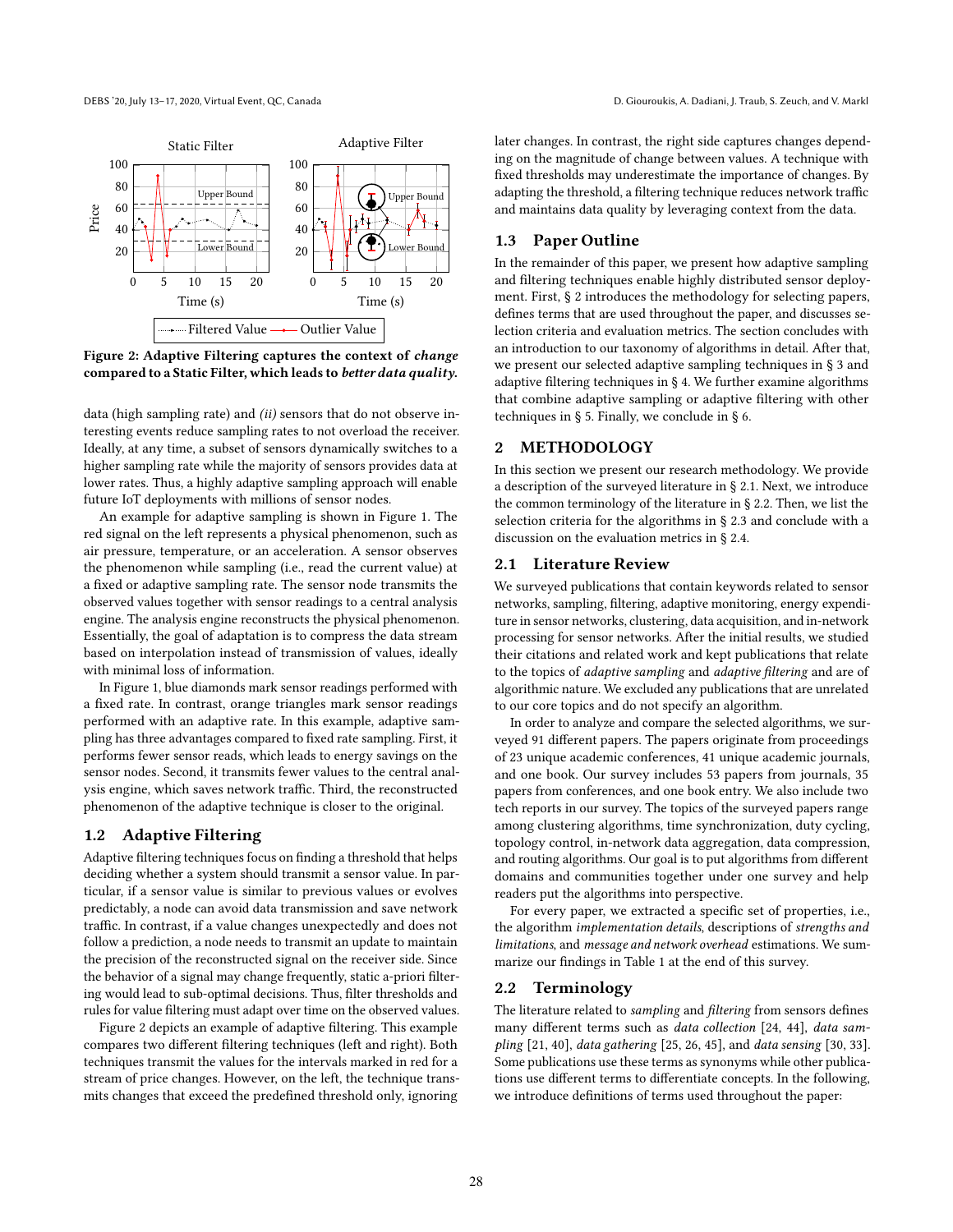Figure 2: Adaptive Filtering captures the context of *change* compared to a Static Filter, which leads to *better data quality*.

data (high sampling rate) and *(ii)* sensors that do not observe interesting events reduce sampling rates to not overload the receiver. Ideally, at any time, a subset of sensors dynamically switches to a higher sampling rate while the majority of sensors provides data at lower rates. Thus, a highly adaptive sampling approach will enable future IoT deployments with millions of sensor nodes.

An example for adaptive sampling is shown in Figure 1. The red signal on the left represents a physical phenomenon, such as air pressure, temperature, or an acceleration. A sensor observes the phenomenon while sampling (i.e., read the current value) at a fixed or adaptive sampling rate. The sensor node transmits the observed values together with sensor readings to a central analysis engine. The analysis engine reconstructs the physical phenomenon. Essentially, the goal of adaptation is to compress the data stream based on interpolation instead of transmission of values, ideally with minimal loss of information.

In Figure 1, blue diamonds mark sensor readings performed with a fixed rate. In contrast, orange triangles mark sensor readings performed with an adaptive rate. In this example, adaptive sampling has three advantages compared to fixed rate sampling. First, it performs fewer sensor reads, which leads to energy savings on the sensor nodes. Second, it transmits fewer values to the central analysis engine, which saves network traffic. Third, the reconstructed phenomenon of the adaptive technique is closer to the original.

### 1.2 Adaptive Filtering

Adaptive filtering techniques focus on finding a threshold that helps deciding whether a system should transmit a sensor value. In particular, if a sensor value is similar to previous values or evolves predictably, a node can avoid data transmission and save network traffic. In contrast, if a value changes unexpectedly and does not follow a prediction, a node needs to transmit an update to maintain the precision of the reconstructed signal on the receiver side. Since the behavior of a signal may change frequently, static a-priori filtering would lead to sub-optimal decisions. Thus, filter thresholds and rules for value filtering must adapt over time on the observed values.

Figure 2 depicts an example of adaptive filtering. This example compares two different filtering techniques (left and right). Both techniques transmit the values for the intervals marked in red for a stream of price changes. However, on the left, the technique transmits changes that exceed the predefined threshold only, ignoring later changes. In contrast, the right side captures changes depending on the magnitude of change between values. A technique with fixed thresholds may underestimate the importance of changes. By adapting the threshold, a filtering technique reduces network traffic and maintains data quality by leveraging context from the data.

### 1.3 Paper Outline

In the remainder of this paper, we present how adaptive sampling and filtering techniques enable highly distributed sensor deployment. First, § 2 introduces the methodology for selecting papers, defines terms that are used throughout the paper, and discusses selection criteria and evaluation metrics. The section concludes with an introduction to our taxonomy of algorithms in detail. After that, we present our selected adaptive sampling techniques in § 3 and adaptive filtering techniques in § 4. We further examine algorithms that combine adaptive sampling or adaptive filtering with other techniques in § 5. Finally, we conclude in § 6.

## 2 METHODOLOGY

In this section we present our research methodology. We provide a description of the surveyed literature in § 2.1. Next, we introduce the common terminology of the literature in § 2.2. Then, we list the selection criteria for the algorithms in § 2.3 and conclude with a discussion on the evaluation metrics in § 2.4.

### 2.1 Literature Review

We surveyed publications that contain keywords related to sensor networks, sampling, filtering, adaptive monitoring, energy expenditure in sensor networks, clustering, data acquisition, and in-network processing for sensor networks. After the initial results, we studied their citations and related work and kept publications that relate to the topics of *adaptive sampling* and *adaptive filtering* and are of algorithmic nature. We excluded any publications that are unrelated to our core topics and do not specify an algorithm.

In order to analyze and compare the selected algorithms, we surveyed 91 different papers. The papers originate from proceedings of 23 unique academic conferences, 41 unique academic journals, and one book. Our survey includes 53 papers from journals, 35 papers from conferences, and one book entry. We also include two tech reports in our survey. The topics of the surveyed papers range among clustering algorithms, time synchronization, duty cycling, topology control, in-network data aggregation, data compression, and routing algorithms. Our goal is to put algorithms from different domains and communities together under one survey and help readers put the algorithms into perspective.

For every paper, we extracted a specific set of properties, i.e., the algorithm *implementation details*, descriptions of *strengths and limitations*, and *message and network overhead* estimations. We summarize our findings in Table 1 at the end of this survey.

### 2.2 Terminology

The literature related to *sampling* and *filtering* from sensors defines many different terms such as *data collection* [24, 44], *data sampling* [21, 40], *data gathering* [25, 26, 45], and *data sensing* [30, 33]. Some publications use these terms as synonyms while other publications use different terms to differentiate concepts. In the following, we introduce definitions of terms used throughout the paper: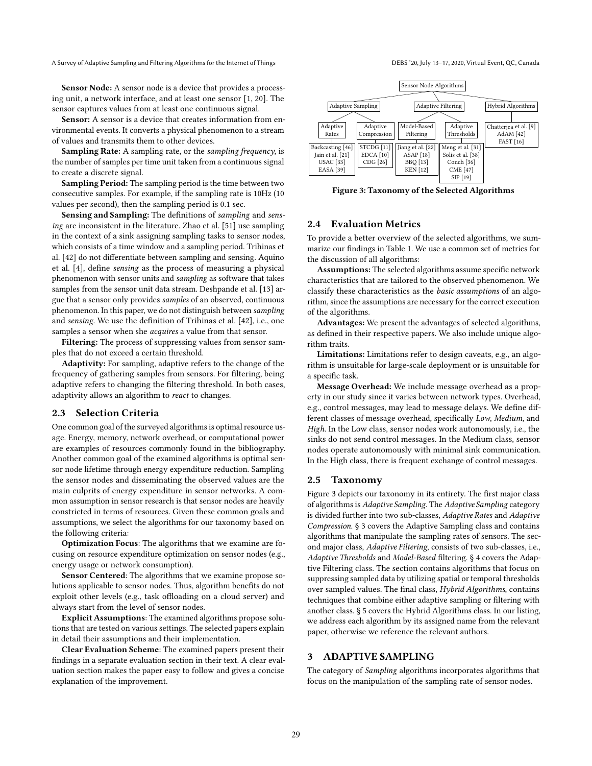**Sensor Node:** A sensor node is a device that provides a processing unit, a network interface, and at least one sensor [1, 20]. The sensor captures values from at least one continuous signal.

**Sensor:** A sensor is a device that creates information from environmental events. It converts a physical phenomenon to a stream of values and transmits them to other devices.

**Sampling Rate:** A sampling rate, or the *sampling frequency*, is the number of samples per time unit taken from a continuous signal to create a discrete signal.

**Sampling Period:** The sampling period is the time between two consecutive samples. For example, if the sampling rate is 10Hz (10 values per second), then the sampling period is 0.1 sec.

**Sensing and Sampling:** The definitions of *sampling* and *sensing* are inconsistent in the literature. Zhao et al. [51] use sampling in the context of a sink assigning sampling tasks to sensor nodes, which consists of a time window and a sampling period. Trihinas et al. [42] do not differentiate between sampling and sensing. Aquino et al. [4], define *sensing* as the process of measuring a physical phenomenon with sensor units and *sampling* as software that takes samples from the sensor unit data stream. Deshpande et al. [13] argue that a sensor only provides *samples* of an observed, continuous phenomenon. In this paper, we do not distinguish between *sampling* and *sensing*. We use the definition of Trihinas et al. [42], i.e., one samples a sensor when she *acquires* a value from that sensor.

**Filtering:** The process of suppressing values from sensor samples that do not exceed a certain threshold.

**Adaptivity:** For sampling, adaptive refers to the change of the frequency of gathering samples from sensors. For filtering, being adaptive refers to changing the filtering threshold. In both cases, adaptivity allows an algorithm to *react* to changes.

## 2.3 Selection Criteria

One common goal of the surveyed algorithms is optimal resource usage. Energy, memory, network overhead, or computational power are examples of resources commonly found in the bibliography. Another common goal of the examined algorithms is optimal sensor node lifetime through energy expenditure reduction. Sampling the sensor nodes and disseminating the observed values are the main culprits of energy expenditure in sensor networks. A common assumption in sensor research is that sensor nodes are heavily constricted in terms of resources. Given these common goals and assumptions, we select the algorithms for our taxonomy based on the following criteria:

**Optimization Focus**: The algorithms that we examine are focusing on resource expenditure optimization on sensor nodes (e.g., energy usage or network consumption).

**Sensor Centered**: The algorithms that we examine propose solutions applicable to sensor nodes. Thus, algorithm benefits do not exploit other levels (e.g., task offloading on a cloud server) and always start from the level of sensor nodes.

**Explicit Assumptions**: The examined algorithms propose solutions that are tested on various settings. The selected papers explain in detail their assumptions and their implementation.

**Clear Evaluation Scheme**: The examined papers present their findings in a separate evaluation section in their text. A clear evaluation section makes the paper easy to follow and gives a concise explanation of the improvement.

- Sensor Node Algorithms
  - Adaptive Sampling
    - Adaptive Rates: Backcasting [46], Jain et al. [21], USAC [33], EASA [39]
    - Adaptive Compression: STCDG [11], EDCA [10], CDG [26]
  - Adaptive Filtering
    - Model-Based Filtering: Jiang et al. [22], ASAP [18], BBQ [13], KEN [12]
    - Adaptive Thresholds: Meng et al. [31], Solis et al. [38], Conch [36], CME [47], SIP [19]
  - Hybrid Algorithms: Chatterjea et al. [9], AdAM [42], FAST [16]

**Figure 3: Taxonomy of the Selected Algorithms**

## 2.4 Evaluation Metrics

To provide a better overview of the selected algorithms, we summarize our findings in Table 1. We use a common set of metrics for the discussion of all algorithms:

**Assumptions:** The selected algorithms assume specific network characteristics that are tailored to the observed phenomenon. We classify these characteristics as the *basic assumptions* of an algorithm, since the assumptions are necessary for the correct execution of the algorithms.

**Advantages:** We present the advantages of selected algorithms, as defined in their respective papers. We also include unique algorithm traits.

**Limitations:** Limitations refer to design caveats, e.g., an algorithm is unsuitable for large-scale deployment or is unsuitable for a specific task.

**Message Overhead:** We include message overhead as a property in our study since it varies between network types. Overhead, e.g., control messages, may lead to message delays. We define different classes of message overhead, specifically *Low*, *Medium*, and *High*. In the Low class, sensor nodes work autonomously, i.e., the sinks do not send control messages. In the Medium class, sensor nodes operate autonomously with minimal sink communication. In the High class, there is frequent exchange of control messages.

## 2.5 Taxonomy

Figure 3 depicts our taxonomy in its entirety. The first major class of algorithms is *Adaptive Sampling*. The *Adaptive Sampling* category is divided further into two sub-classes, *Adaptive Rates* and *Adaptive Compression*. § 3 covers the Adaptive Sampling class and contains algorithms that manipulate the sampling rates of sensors. The second major class, *Adaptive Filtering*, consists of two sub-classes, i.e., *Adaptive Thresholds* and *Model-Based* filtering. § 4 covers the Adaptive Filtering class. The section contains algorithms that focus on suppressing sampled data by utilizing spatial or temporal thresholds over sampled values. The final class, *Hybrid Algorithms*, contains techniques that combine either adaptive sampling or filtering with another class. § 5 covers the Hybrid Algorithms class. In our listing, we address each algorithm by its assigned name from the relevant paper, otherwise we reference the relevant authors.

# 3 ADAPTIVE SAMPLING

The category of *Sampling* algorithms incorporates algorithms that focus on the manipulation of the sampling rate of sensor nodes.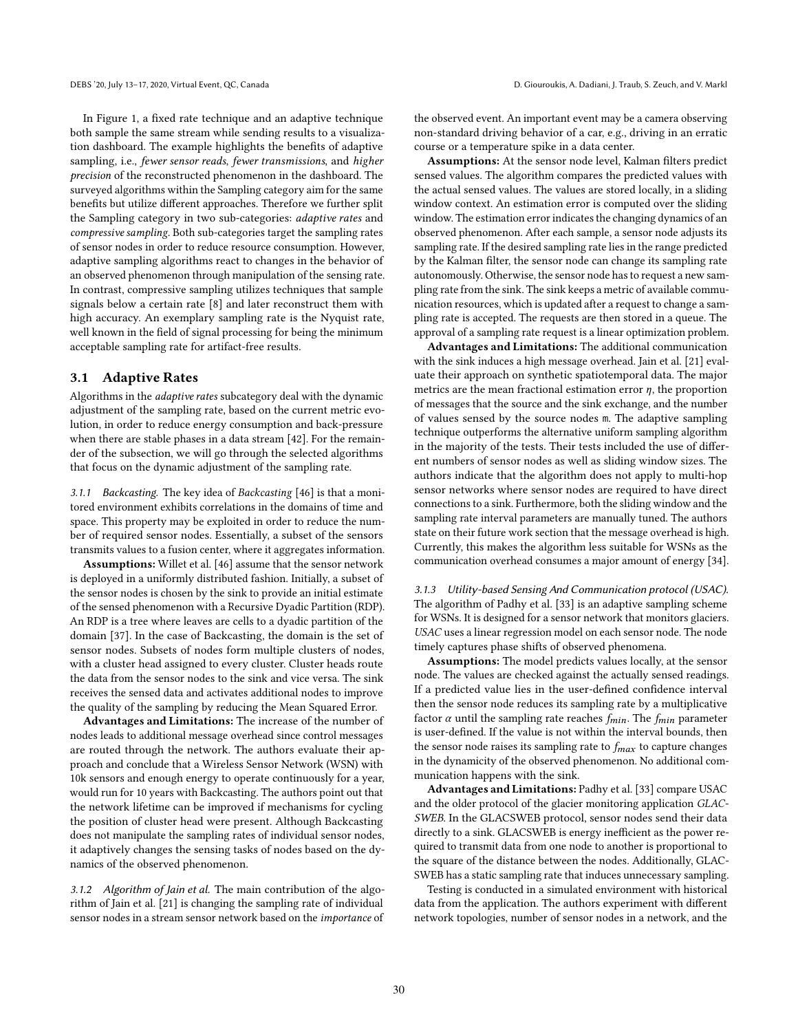In Figure 1, a fixed rate technique and an adaptive technique both sample the same stream while sending results to a visualization dashboard. The example highlights the benefits of adaptive sampling, i.e., *fewer sensor reads*, *fewer transmissions*, and *higher precision* of the reconstructed phenomenon in the dashboard. The surveyed algorithms within the Sampling category aim for the same benefits but utilize different approaches. Therefore we further split the Sampling category in two sub-categories: *adaptive rates* and *compressive sampling*. Both sub-categories target the sampling rates of sensor nodes in order to reduce resource consumption. However, adaptive sampling algorithms react to changes in the behavior of an observed phenomenon through manipulation of the sensing rate. In contrast, compressive sampling utilizes techniques that sample signals below a certain rate [8] and later reconstruct them with high accuracy. An exemplary sampling rate is the Nyquist rate, well known in the field of signal processing for being the minimum acceptable sampling rate for artifact-free results.

## 3.1 Adaptive Rates

Algorithms in the *adaptive rates* subcategory deal with the dynamic adjustment of the sampling rate, based on the current metric evolution, in order to reduce energy consumption and back-pressure when there are stable phases in a data stream [42]. For the remainder of the subsection, we will go through the selected algorithms that focus on the dynamic adjustment of the sampling rate.

### 3.1.1 *Backcasting.*

The key idea of *Backcasting* [46] is that a monitored environment exhibits correlations in the domains of time and space. This property may be exploited in order to reduce the number of required sensor nodes. Essentially, a subset of the sensors transmits values to a fusion center, where it aggregates information.

**Assumptions:** Willet et al. [46] assume that the sensor network is deployed in a uniformly distributed fashion. Initially, a subset of the sensor nodes is chosen by the sink to provide an initial estimate of the sensed phenomenon with a Recursive Dyadic Partition (RDP). An RDP is a tree where leaves are cells to a dyadic partition of the domain [37]. In the case of Backcasting, the domain is the set of sensor nodes. Subsets of nodes form multiple clusters of nodes, with a cluster head assigned to every cluster. Cluster heads route the data from the sensor nodes to the sink and vice versa. The sink receives the sensed data and activates additional nodes to improve the quality of the sampling by reducing the Mean Squared Error.

**Advantages and Limitations:** The increase of the number of nodes leads to additional message overhead since control messages are routed through the network. The authors evaluate their approach and conclude that a Wireless Sensor Network (WSN) with 10k sensors and enough energy to operate continuously for a year, would run for 10 years with Backcasting. The authors point out that the network lifetime can be improved if mechanisms for cycling the position of cluster head were present. Although Backcasting does not manipulate the sampling rates of individual sensor nodes, it adaptively changes the sensing tasks of nodes based on the dynamics of the observed phenomenon.

### 3.1.2 *Algorithm of Jain et al.*

The main contribution of the algorithm of Jain et al. [21] is changing the sampling rate of individual sensor nodes in a stream sensor network based on the *importance* of the observed event. An important event may be a camera observing non-standard driving behavior of a car, e.g., driving in an erratic course or a temperature spike in a data center.

**Assumptions:** At the sensor node level, Kalman filters predict sensed values. The algorithm compares the predicted values with the actual sensed values. The values are stored locally, in a sliding window context. An estimation error is computed over the sliding window. The estimation error indicates the changing dynamics of an observed phenomenon. After each sample, a sensor node adjusts its sampling rate. If the desired sampling rate lies in the range predicted by the Kalman filter, the sensor node can change its sampling rate autonomously. Otherwise, the sensor node has to request a new sampling rate from the sink. The sink keeps a metric of available communication resources, which is updated after a request to change a sampling rate is accepted. The requests are then stored in a queue. The approval of a sampling rate request is a linear optimization problem.

**Advantages and Limitations:** The additional communication with the sink induces a high message overhead. Jain et al. [21] evaluate their approach on synthetic spatiotemporal data. The major metrics are the mean fractional estimation error $\eta$, the proportion of messages that the source and the sink exchange, and the number of values sensed by the source nodes m. The adaptive sampling technique outperforms the alternative uniform sampling algorithm in the majority of the tests. Their tests included the use of different numbers of sensor nodes as well as sliding window sizes. The authors indicate that the algorithm does not apply to multi-hop sensor networks where sensor nodes are required to have direct connections to a sink. Furthermore, both the sliding window and the sampling rate interval parameters are manually tuned. The authors state on their future work section that the message overhead is high. Currently, this makes the algorithm less suitable for WSNs as the communication overhead consumes a major amount of energy [34].

### 3.1.3 *Utility-based Sensing And Communication protocol (USAC).*

The algorithm of Padhy et al. [33] is an adaptive sampling scheme for WSNs. It is designed for a sensor network that monitors glaciers. *USAC* uses a linear regression model on each sensor node. The node timely captures phase shifts of observed phenomena.

**Assumptions:** The model predicts values locally, at the sensor node. The values are checked against the actually sensed readings. If a predicted value lies in the user-defined confidence interval then the sensor node reduces its sampling rate by a multiplicative factor $\alpha$ until the sampling rate reaches $f_{min}$. The $f_{min}$ parameter is user-defined. If the value is not within the interval bounds, then the sensor node raises its sampling rate to $f_{max}$ to capture changes in the dynamicity of the observed phenomenon. No additional communication happens with the sink.

**Advantages and Limitations:** Padhy et al. [33] compare USAC and the older protocol of the glacier monitoring application *GLACSWEB*. In the GLACSWEB protocol, sensor nodes send their data directly to a sink. GLACSWEB is energy inefficient as the power required to transmit data from one node to another is proportional to the square of the distance between the nodes. Additionally, GLACSWEB has a static sampling rate that induces unnecessary sampling.

Testing is conducted in a simulated environment with historical data from the application. The authors experiment with different network topologies, number of sensor nodes in a network, and the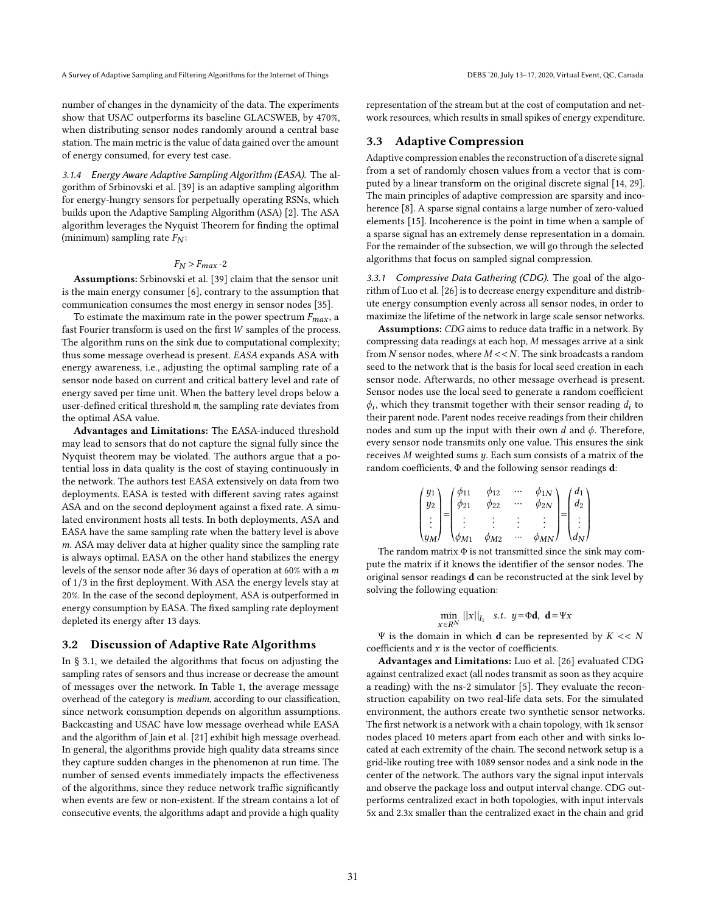number of changes in the dynamicity of the data. The experiments show that USAC outperforms its baseline GLACSWEB, by 470%, when distributing sensor nodes randomly around a central base station. The main metric is the value of data gained over the amount of energy consumed, for every test case.

#### 3.1.4 Energy Aware Adaptive Sampling Algorithm (EASA).

The algorithm of Srbinovski et al. [39] is an adaptive sampling algorithm for energy-hungry sensors for perpetually operating RSNs, which builds upon the Adaptive Sampling Algorithm (ASA) [2]. The ASA algorithm leverages the Nyquist Theorem for finding the optimal (minimum) sampling rate $F_N$:

$$F_N > F_{max} \cdot 2$$

**Assumptions:** Srbinovski et al. [39] claim that the sensor unit is the main energy consumer [6], contrary to the assumption that communication consumes the most energy in sensor nodes [35].

To estimate the maximum rate in the power spectrum $F_{max}$, a fast Fourier transform is used on the first $W$ samples of the process. The algorithm runs on the sink due to computational complexity; thus some message overhead is present. *EASA* expands ASA with energy awareness, i.e., adjusting the optimal sampling rate of a sensor node based on current and critical battery level and rate of energy saved per time unit. When the battery level drops below a user-defined critical threshold `m`, the sampling rate deviates from the optimal ASA value.

**Advantages and Limitations:** The EASA-induced threshold may lead to sensors that do not capture the signal fully since the Nyquist theorem may be violated. The authors argue that a potential loss in data quality is the cost of staying continuously in the network. The authors test EASA extensively on data from two deployments. EASA is tested with different saving rates against ASA and on the second deployment against a fixed rate. A simulated environment hosts all tests. In both deployments, ASA and EASA have the same sampling rate when the battery level is above $m$. ASA may deliver data at higher quality since the sampling rate is always optimal. EASA on the other hand stabilizes the energy levels of the sensor node after 36 days of operation at 60% with a $m$ of 1/3 in the first deployment. With ASA the energy levels stay at 20%. In the case of the second deployment, ASA is outperformed in energy consumption by EASA. The fixed sampling rate deployment depleted its energy after 13 days.

## 3.2 Discussion of Adaptive Rate Algorithms

In § 3.1, we detailed the algorithms that focus on adjusting the sampling rates of sensors and thus increase or decrease the amount of messages over the network. In Table 1, the average message overhead of the category is *medium*, according to our classification, since network consumption depends on algorithm assumptions. Backcasting and USAC have low message overhead while EASA and the algorithm of Jain et al. [21] exhibit high message overhead. In general, the algorithms provide high quality data streams since they capture sudden changes in the phenomenon at run time. The number of sensed events immediately impacts the effectiveness of the algorithms, since they reduce network traffic significantly when events are few or non-existent. If the stream contains a lot of consecutive events, the algorithms adapt and provide a high quality representation of the stream but at the cost of computation and network resources, which results in small spikes of energy expenditure.

## 3.3 Adaptive Compression

Adaptive compression enables the reconstruction of a discrete signal from a set of randomly chosen values from a vector that is computed by a linear transform on the original discrete signal [14, 29]. The main principles of adaptive compression are sparsity and incoherence [8]. A sparse signal contains a large number of zero-valued elements [15]. Incoherence is the point in time when a sample of a sparse signal has an extremely dense representation in a domain. For the remainder of the subsection, we will go through the selected algorithms that focus on sampled signal compression.

#### 3.3.1 Compressive Data Gathering (CDG).

The goal of the algorithm of Luo et al. [26] is to decrease energy expenditure and distribute energy consumption evenly across all sensor nodes, in order to maximize the lifetime of the network in large scale sensor networks.

**Assumptions:** *CDG* aims to reduce data traffic in a network. By compressing data readings at each hop, $M$ messages arrive at a sink from $N$ sensor nodes, where $M << N$. The sink broadcasts a random seed to the network that is the basis for local seed creation in each sensor node. Afterwards, no other message overhead is present. Sensor nodes use the local seed to generate a random coefficient $\phi_i$, which they transmit together with their sensor reading $d_i$ to their parent node. Parent nodes receive readings from their children nodes and sum up the input with their own $d$ and $\phi$. Therefore, every sensor node transmits only one value. This ensures the sink receives $M$ weighted sums $y$. Each sum consists of a matrix of the random coefficients, $\Phi$ and the following sensor readings $\mathbf{d}$:

$$\begin{pmatrix} y_1 \\ y_2 \\ \vdots \\ y_M \end{pmatrix} = \begin{pmatrix} \phi_{11} & \phi_{12} & \cdots & \phi_{1N} \\ \phi_{21} & \phi_{22} & \cdots & \phi_{2N} \\ \vdots & \vdots & \vdots & \vdots \\ \phi_{M1} & \phi_{M2} & \cdots & \phi_{MN} \end{pmatrix} = \begin{pmatrix} d_1 \\ d_2 \\ \vdots \\ d_N \end{pmatrix}$$

The random matrix $\Phi$ is not transmitted since the sink may compute the matrix if it knows the identifier of the sensor nodes. The original sensor readings $\mathbf{d}$ can be reconstructed at the sink level by solving the following equation:

$$\min_{x \in R^N} ||x||_{l_1} \quad s.t. \;\; y = \Phi\mathbf{d}, \;\; \mathbf{d} = \Psi x$$

$\Psi$ is the domain in which $\mathbf{d}$ can be represented by $K << N$ coefficients and $x$ is the vector of coefficients.

**Advantages and Limitations:** Luo et al. [26] evaluated CDG against centralized exact (all nodes transmit as soon as they acquire a reading) with the ns-2 simulator [5]. They evaluate the reconstruction capability on two real-life data sets. For the simulated environment, the authors create two synthetic sensor networks. The first network is a network with a chain topology, with 1k sensor nodes placed 10 meters apart from each other and with sinks located at each extremity of the chain. The second network setup is a grid-like routing tree with 1089 sensor nodes and a sink node in the center of the network. The authors vary the signal input intervals and observe the package loss and output interval change. CDG outperforms centralized exact in both topologies, with input intervals 5x and 2.3x smaller than the centralized exact in the chain and grid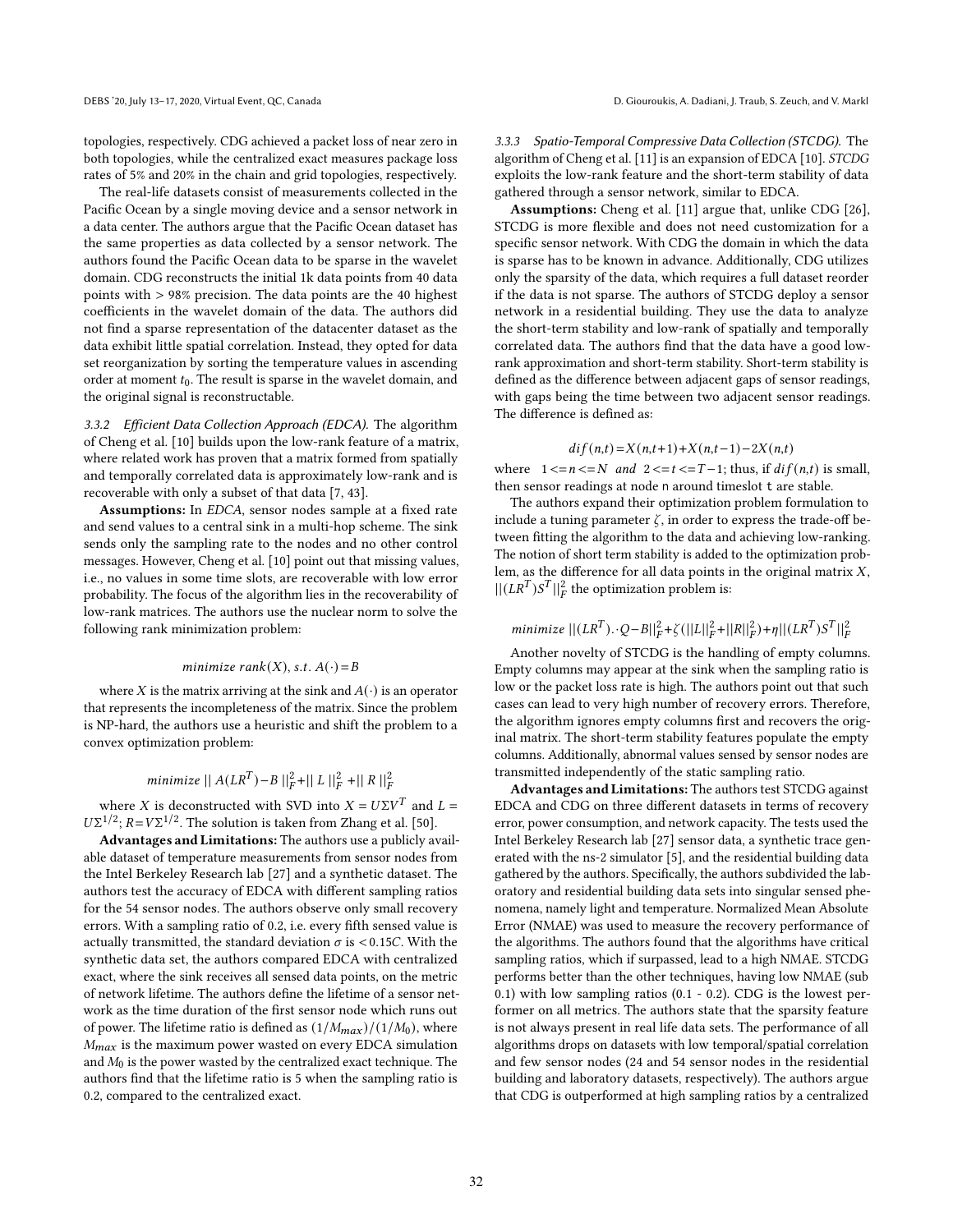topologies, respectively. CDG achieved a packet loss of near zero in both topologies, while the centralized exact measures package loss rates of 5% and 20% in the chain and grid topologies, respectively.

The real-life datasets consist of measurements collected in the Pacific Ocean by a single moving device and a sensor network in a data center. The authors argue that the Pacific Ocean dataset has the same properties as data collected by a sensor network. The authors found the Pacific Ocean data to be sparse in the wavelet domain. CDG reconstructs the initial 1k data points from 40 data points with > 98% precision. The data points are the 40 highest coefficients in the wavelet domain of the data. The authors did not find a sparse representation of the datacenter dataset as the data exhibit little spatial correlation. Instead, they opted for data set reorganization by sorting the temperature values in ascending order at moment $t_0$. The result is sparse in the wavelet domain, and the original signal is reconstructable.

#### 3.3.2 Efficient Data Collection Approach (EDCA).

The algorithm of Cheng et al. [10] builds upon the low-rank feature of a matrix, where related work has proven that a matrix formed from spatially and temporally correlated data is approximately low-rank and is recoverable with only a subset of that data [7, 43].

**Assumptions:** In *EDCA*, sensor nodes sample at a fixed rate and send values to a central sink in a multi-hop scheme. The sink sends only the sampling rate to the nodes and no other control messages. However, Cheng et al. [10] point out that missing values, i.e., no values in some time slots, are recoverable with low error probability. The focus of the algorithm lies in the recoverability of low-rank matrices. The authors use the nuclear norm to solve the following rank minimization problem:

$$minimize\ rank(X),\ s.t.\ A(\cdot)=B$$

where $X$ is the matrix arriving at the sink and $A(\cdot)$ is an operator that represents the incompleteness of the matrix. Since the problem is NP-hard, the authors use a heuristic and shift the problem to a convex optimization problem:

$$minimize\ \|\ A(LR^T)-B\ \|_F^2+\|\ L\ \|_F^2\ +\|\ R\ \|_F^2$$

where $X$ is deconstructed with SVD into $X=U\Sigma V^T$ and $L=U\Sigma^{1/2}$; $R=V\Sigma^{1/2}$. The solution is taken from Zhang et al. [50].

**Advantages and Limitations:** The authors use a publicly available dataset of temperature measurements from sensor nodes from the Intel Berkeley Research lab [27] and a synthetic dataset. The authors test the accuracy of EDCA with different sampling ratios for the 54 sensor nodes. The authors observe only small recovery errors. With a sampling ratio of 0.2, i.e. every fifth sensed value is actually transmitted, the standard deviation $\sigma$ is $<0.15C$. With the synthetic data set, the authors compared EDCA with centralized exact, where the sink receives all sensed data points, on the metric of network lifetime. The authors define the lifetime of a sensor network as the time duration of the first sensor node which runs out of power. The lifetime ratio is defined as $(1/M_{max})/(1/M_0)$, where $M_{max}$ is the maximum power wasted on every EDCA simulation and $M_0$ is the power wasted by the centralized exact technique. The authors find that the lifetime ratio is 5 when the sampling ratio is 0.2, compared to the centralized exact.

#### 3.3.3 Spatio-Temporal Compressive Data Collection (STCDG).

The algorithm of Cheng et al. [11] is an expansion of EDCA [10]. *STCDG* exploits the low-rank feature and the short-term stability of data gathered through a sensor network, similar to EDCA.

**Assumptions:** Cheng et al. [11] argue that, unlike CDG [26], STCDG is more flexible and does not need customization for a specific sensor network. With CDG the domain in which the data is sparse has to be known in advance. Additionally, CDG utilizes only the sparsity of the data, which requires a full dataset reorder if the data is not sparse. The authors of STCDG deploy a sensor network in a residential building. They use the data to analyze the short-term stability and low-rank of spatially and temporally correlated data. The authors find that the data have a good low-rank approximation and short-term stability. Short-term stability is defined as the difference between adjacent gaps of sensor readings, with gaps being the time between two adjacent sensor readings. The difference is defined as:

$$dif(n,t)=X(n,t+1)+X(n,t-1)-2X(n,t)$$

where $1<=n<=N$ *and* $2<=t<=T-1$; thus, if $dif(n,t)$ is small, then sensor readings at node n around timeslot t are stable.

The authors expand their optimization problem formulation to include a tuning parameter $\zeta$, in order to express the trade-off between fitting the algorithm to the data and achieving low-ranking. The notion of short term stability is added to the optimization problem, as the difference for all data points in the original matrix $X$, $\|(LR^T)S^T\|_F^2$ the optimization problem is:

$$minimize\ \|(LR^T).\cdot Q-B\|_F^2+\zeta(\|L\|_F^2+\|R\|_F^2)+\eta\|(LR^T)S^T\|_F^2$$

Another novelty of STCDG is the handling of empty columns. Empty columns may appear at the sink when the sampling ratio is low or the packet loss rate is high. The authors point out that such cases can lead to very high number of recovery errors. Therefore, the algorithm ignores empty columns first and recovers the original matrix. The short-term stability features populate the empty columns. Additionally, abnormal values sensed by sensor nodes are transmitted independently of the static sampling ratio.

**Advantages and Limitations:** The authors test STCDG against EDCA and CDG on three different datasets in terms of recovery error, power consumption, and network capacity. The tests used the Intel Berkeley Research lab [27] sensor data, a synthetic trace generated with the ns-2 simulator [5], and the residential building data gathered by the authors. Specifically, the authors subdivided the laboratory and residential building data sets into singular sensed phenomena, namely light and temperature. Normalized Mean Absolute Error (NMAE) was used to measure the recovery performance of the algorithms. The authors found that the algorithms have critical sampling ratios, which if surpassed, lead to a high NMAE. STCDG performs better than the other techniques, having low NMAE (sub 0.1) with low sampling ratios (0.1 - 0.2). CDG is the lowest performer on all metrics. The authors state that the sparsity feature is not always present in real life data sets. The performance of all algorithms drops on datasets with low temporal/spatial correlation and few sensor nodes (24 and 54 sensor nodes in the residential building and laboratory datasets, respectively). The authors argue that CDG is outperformed at high sampling ratios by a centralized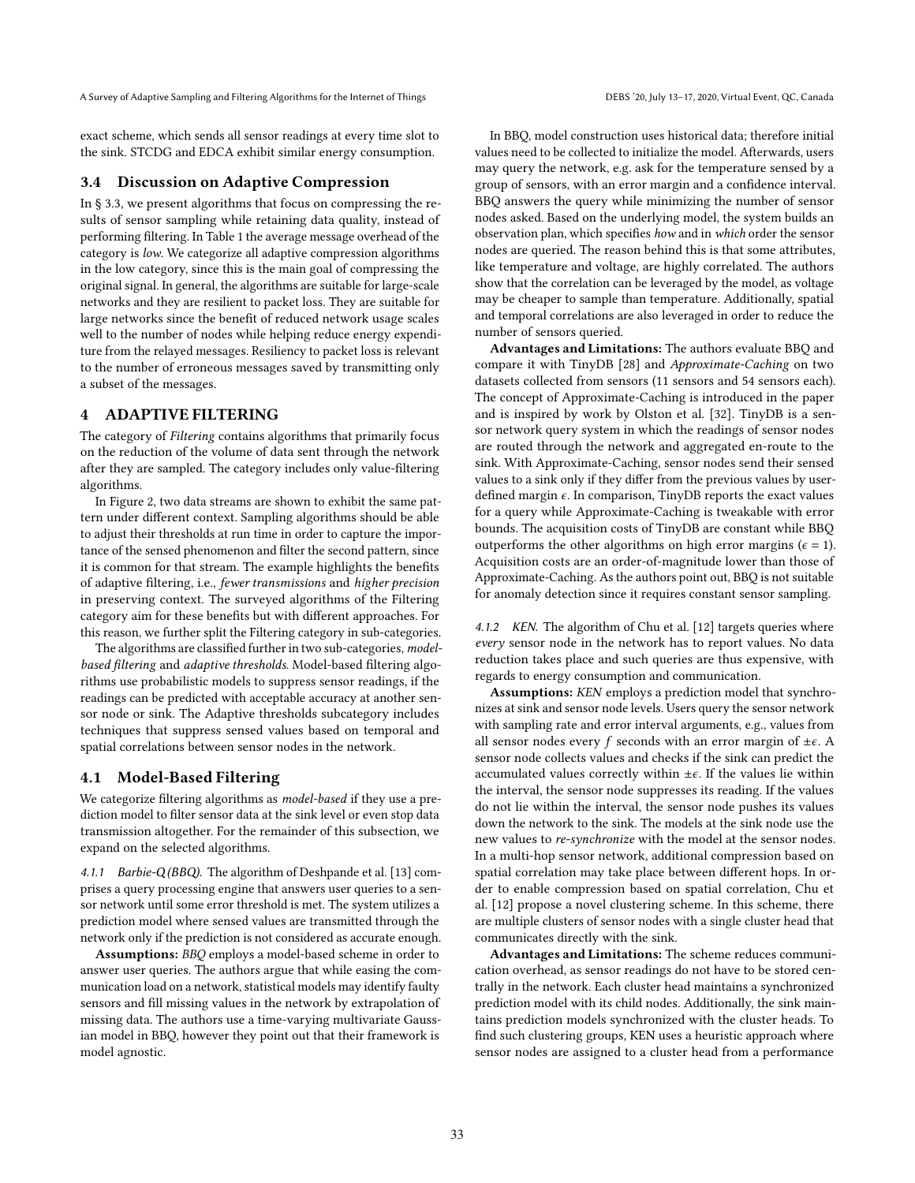exact scheme, which sends all sensor readings at every time slot to the sink. STCDG and EDCA exhibit similar energy consumption.

### 3.4 Discussion on Adaptive Compression

In § 3.3, we present algorithms that focus on compressing the results of sensor sampling while retaining data quality, instead of performing filtering. In Table 1 the average message overhead of the category is *low*. We categorize all adaptive compression algorithms in the low category, since this is the main goal of compressing the original signal. In general, the algorithms are suitable for large-scale networks and they are resilient to packet loss. They are suitable for large networks since the benefit of reduced network usage scales well to the number of nodes while helping reduce energy expenditure from the relayed messages. Resiliency to packet loss is relevant to the number of erroneous messages saved by transmitting only a subset of the messages.

## 4 ADAPTIVE FILTERING

The category of *Filtering* contains algorithms that primarily focus on the reduction of the volume of data sent through the network after they are sampled. The category includes only value-filtering algorithms.

In Figure 2, two data streams are shown to exhibit the same pattern under different context. Sampling algorithms should be able to adjust their thresholds at run time in order to capture the importance of the sensed phenomenon and filter the second pattern, since it is common for that stream. The example highlights the benefits of adaptive filtering, i.e., *fewer transmissions* and *higher precision* in preserving context. The surveyed algorithms of the Filtering category aim for these benefits but with different approaches. For this reason, we further split the Filtering category in sub-categories.

The algorithms are classified further in two sub-categories, *model-based filtering* and *adaptive thresholds*. Model-based filtering algorithms use probabilistic models to suppress sensor readings, if the readings can be predicted with acceptable accuracy at another sensor node or sink. The Adaptive thresholds subcategory includes techniques that suppress sensed values based on temporal and spatial correlations between sensor nodes in the network.

### 4.1 Model-Based Filtering

We categorize filtering algorithms as *model-based* if they use a prediction model to filter sensor data at the sink level or even stop data transmission altogether. For the remainder of this subsection, we expand on the selected algorithms.

*4.1.1 Barbie-Q (BBQ).* The algorithm of Deshpande et al. [13] comprises a query processing engine that answers user queries to a sensor network until some error threshold is met. The system utilizes a prediction model where sensed values are transmitted through the network only if the prediction is not considered as accurate enough.

**Assumptions:** *BBQ* employs a model-based scheme in order to answer user queries. The authors argue that while easing the communication load on a network, statistical models may identify faulty sensors and fill missing values in the network by extrapolation of missing data. The authors use a time-varying multivariate Gaussian model in BBQ, however they point out that their framework is model agnostic.

In BBQ, model construction uses historical data; therefore initial values need to be collected to initialize the model. Afterwards, users may query the network, e.g. ask for the temperature sensed by a group of sensors, with an error margin and a confidence interval. BBQ answers the query while minimizing the number of sensor nodes asked. Based on the underlying model, the system builds an observation plan, which specifies *how* and in *which* order the sensor nodes are queried. The reason behind this is that some attributes, like temperature and voltage, are highly correlated. The authors show that the correlation can be leveraged by the model, as voltage may be cheaper to sample than temperature. Additionally, spatial and temporal correlations are also leveraged in order to reduce the number of sensors queried.

**Advantages and Limitations:** The authors evaluate BBQ and compare it with TinyDB [28] and *Approximate-Caching* on two datasets collected from sensors (11 sensors and 54 sensors each). The concept of Approximate-Caching is introduced in the paper and is inspired by work by Olston et al. [32]. TinyDB is a sensor network query system in which the readings of sensor nodes are routed through the network and aggregated en-route to the sink. With Approximate-Caching, sensor nodes send their sensed values to a sink only if they differ from the previous values by user-defined margin $\epsilon$. In comparison, TinyDB reports the exact values for a query while Approximate-Caching is tweakable with error bounds. The acquisition costs of TinyDB are constant while BBQ outperforms the other algorithms on high error margins ($\epsilon = 1$). Acquisition costs are an order-of-magnitude lower than those of Approximate-Caching. As the authors point out, BBQ is not suitable for anomaly detection since it requires constant sensor sampling.

*4.1.2 KEN.* The algorithm of Chu et al. [12] targets queries where *every* sensor node in the network has to report values. No data reduction takes place and such queries are thus expensive, with regards to energy consumption and communication.

**Assumptions:** *KEN* employs a prediction model that synchronizes at sink and sensor node levels. Users query the sensor network with sampling rate and error interval arguments, e.g., values from all sensor nodes every $f$ seconds with an error margin of $\pm\epsilon$. A sensor node collects values and checks if the sink can predict the accumulated values correctly within $\pm\epsilon$. If the values lie within the interval, the sensor node suppresses its reading. If the values do not lie within the interval, the sensor node pushes its values down the network to the sink. The models at the sink node use the new values to *re-synchronize* with the model at the sensor nodes. In a multi-hop sensor network, additional compression based on spatial correlation may take place between different hops. In order to enable compression based on spatial correlation, Chu et al. [12] propose a novel clustering scheme. In this scheme, there are multiple clusters of sensor nodes with a single cluster head that communicates directly with the sink.

**Advantages and Limitations:** The scheme reduces communication overhead, as sensor readings do not have to be stored centrally in the network. Each cluster head maintains a synchronized prediction model with its child nodes. Additionally, the sink maintains prediction models synchronized with the cluster heads. To find such clustering groups, KEN uses a heuristic approach where sensor nodes are assigned to a cluster head from a performance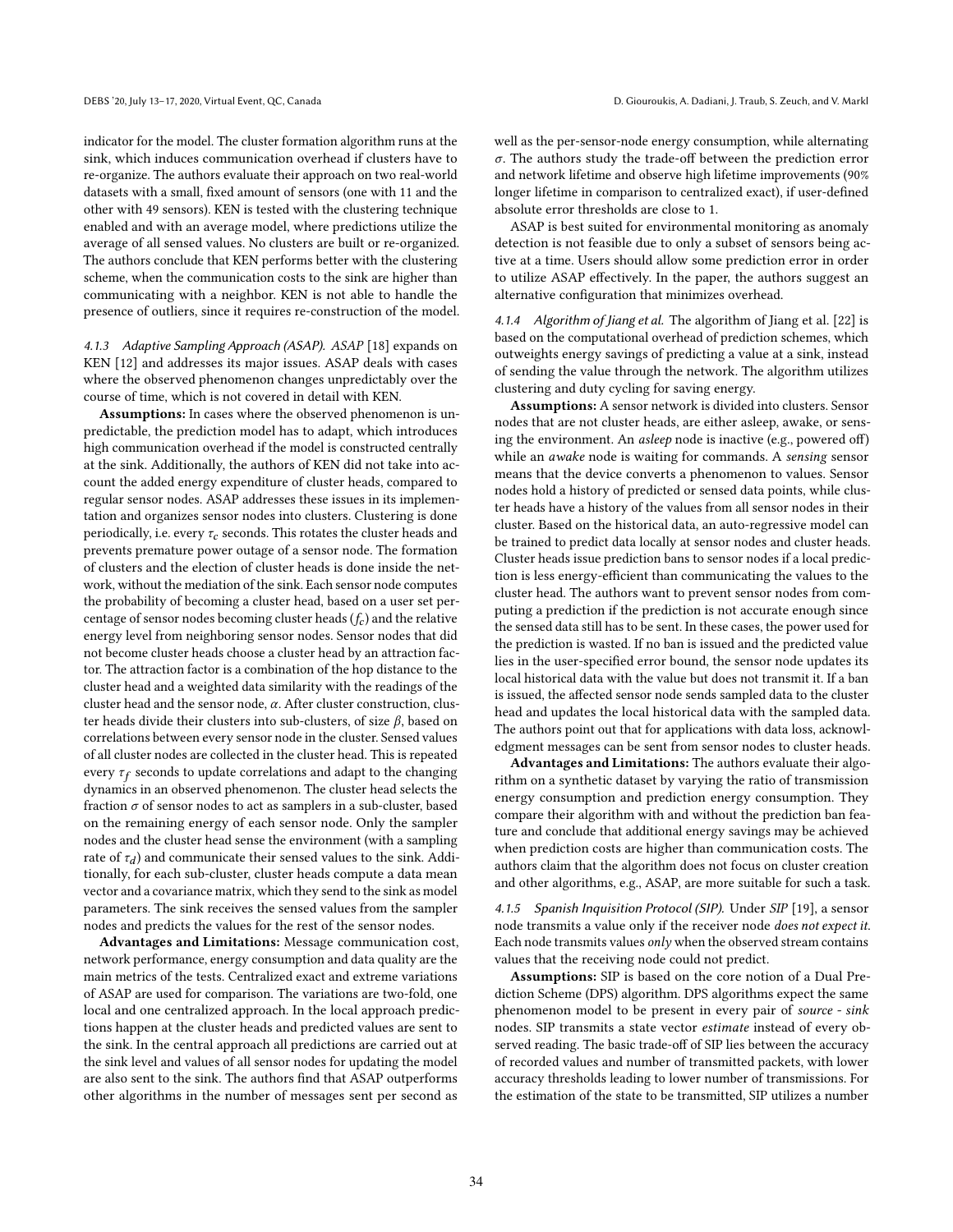indicator for the model. The cluster formation algorithm runs at the sink, which induces communication overhead if clusters have to re-organize. The authors evaluate their approach on two real-world datasets with a small, fixed amount of sensors (one with 11 and the other with 49 sensors). KEN is tested with the clustering technique enabled and with an average model, where predictions utilize the average of all sensed values. No clusters are built or re-organized. The authors conclude that KEN performs better with the clustering scheme, when the communication costs to the sink are higher than communicating with a neighbor. KEN is not able to handle the presence of outliers, since it requires re-construction of the model.

#### 4.1.3 Adaptive Sampling Approach (ASAP).

*ASAP* [18] expands on KEN [12] and addresses its major issues. ASAP deals with cases where the observed phenomenon changes unpredictably over the course of time, which is not covered in detail with KEN.

**Assumptions:** In cases where the observed phenomenon is unpredictable, the prediction model has to adapt, which introduces high communication overhead if the model is constructed centrally at the sink. Additionally, the authors of KEN did not take into account the added energy expenditure of cluster heads, compared to regular sensor nodes. ASAP addresses these issues in its implementation and organizes sensor nodes into clusters. Clustering is done periodically, i.e. every $\tau_c$ seconds. This rotates the cluster heads and prevents premature power outage of a sensor node. The formation of clusters and the election of cluster heads is done inside the network, without the mediation of the sink. Each sensor node computes the probability of becoming a cluster head, based on a user set percentage of sensor nodes becoming cluster heads ($f_c$) and the relative energy level from neighboring sensor nodes. Sensor nodes that did not become cluster heads choose a cluster head by an attraction factor. The attraction factor is a combination of the hop distance to the cluster head and a weighted data similarity with the readings of the cluster head and the sensor node, $\alpha$. After cluster construction, cluster heads divide their clusters into sub-clusters, of size $\beta$, based on correlations between every sensor node in the cluster. Sensed values of all cluster nodes are collected in the cluster head. This is repeated every $\tau_f$ seconds to update correlations and adapt to the changing dynamics in an observed phenomenon. The cluster head selects the fraction $\sigma$ of sensor nodes to act as samplers in a sub-cluster, based on the remaining energy of each sensor node. Only the sampler nodes and the cluster head sense the environment (with a sampling rate of $\tau_d$) and communicate their sensed values to the sink. Additionally, for each sub-cluster, cluster heads compute a data mean vector and a covariance matrix, which they send to the sink as model parameters. The sink receives the sensed values from the sampler nodes and predicts the values for the rest of the sensor nodes.

**Advantages and Limitations:** Message communication cost, network performance, energy consumption and data quality are the main metrics of the tests. Centralized exact and extreme variations of ASAP are used for comparison. The variations are two-fold, one local and one centralized approach. In the local approach predictions happen at the cluster heads and predicted values are sent to the sink. In the central approach all predictions are carried out at the sink level and values of all sensor nodes for updating the model are also sent to the sink. The authors find that ASAP outperforms other algorithms in the number of messages sent per second as well as the per-sensor-node energy consumption, while alternating $\sigma$. The authors study the trade-off between the prediction error and network lifetime and observe high lifetime improvements (90% longer lifetime in comparison to centralized exact), if user-defined absolute error thresholds are close to 1.

ASAP is best suited for environmental monitoring as anomaly detection is not feasible due to only a subset of sensors being active at a time. Users should allow some prediction error in order to utilize ASAP effectively. In the paper, the authors suggest an alternative configuration that minimizes overhead.

#### 4.1.4 Algorithm of Jiang et al.

The algorithm of Jiang et al. [22] is based on the computational overhead of prediction schemes, which outweights energy savings of predicting a value at a sink, instead of sending the value through the network. The algorithm utilizes clustering and duty cycling for saving energy.

**Assumptions:** A sensor network is divided into clusters. Sensor nodes that are not cluster heads, are either asleep, awake, or sensing the environment. An *asleep* node is inactive (e.g., powered off) while an *awake* node is waiting for commands. A *sensing* sensor means that the device converts a phenomenon to values. Sensor nodes hold a history of predicted or sensed data points, while cluster heads have a history of the values from all sensor nodes in their cluster. Based on the historical data, an auto-regressive model can be trained to predict data locally at sensor nodes and cluster heads. Cluster heads issue prediction bans to sensor nodes if a local prediction is less energy-efficient than communicating the values to the cluster head. The authors want to prevent sensor nodes from computing a prediction if the prediction is not accurate enough since the sensed data still has to be sent. In these cases, the power used for the prediction is wasted. If no ban is issued and the predicted value lies in the user-specified error bound, the sensor node updates its local historical data with the value but does not transmit it. If a ban is issued, the affected sensor node sends sampled data to the cluster head and updates the local historical data with the sampled data. The authors point out that for applications with data loss, acknowledgment messages can be sent from sensor nodes to cluster heads.

**Advantages and Limitations:** The authors evaluate their algorithm on a synthetic dataset by varying the ratio of transmission energy consumption and prediction energy consumption. They compare their algorithm with and without the prediction ban feature and conclude that additional energy savings may be achieved when prediction costs are higher than communication costs. The authors claim that the algorithm does not focus on cluster creation and other algorithms, e.g., ASAP, are more suitable for such a task.

#### 4.1.5 Spanish Inquisition Protocol (SIP).

Under *SIP* [19], a sensor node transmits a value only if the receiver node *does not expect it*. Each node transmits values *only* when the observed stream contains values that the receiving node could not predict.

**Assumptions:** SIP is based on the core notion of a Dual Prediction Scheme (DPS) algorithm. DPS algorithms expect the same phenomenon model to be present in every pair of *source* - *sink* nodes. SIP transmits a state vector *estimate* instead of every observed reading. The basic trade-off of SIP lies between the accuracy of recorded values and number of transmitted packets, with lower accuracy thresholds leading to lower number of transmissions. For the estimation of the state to be transmitted, SIP utilizes a number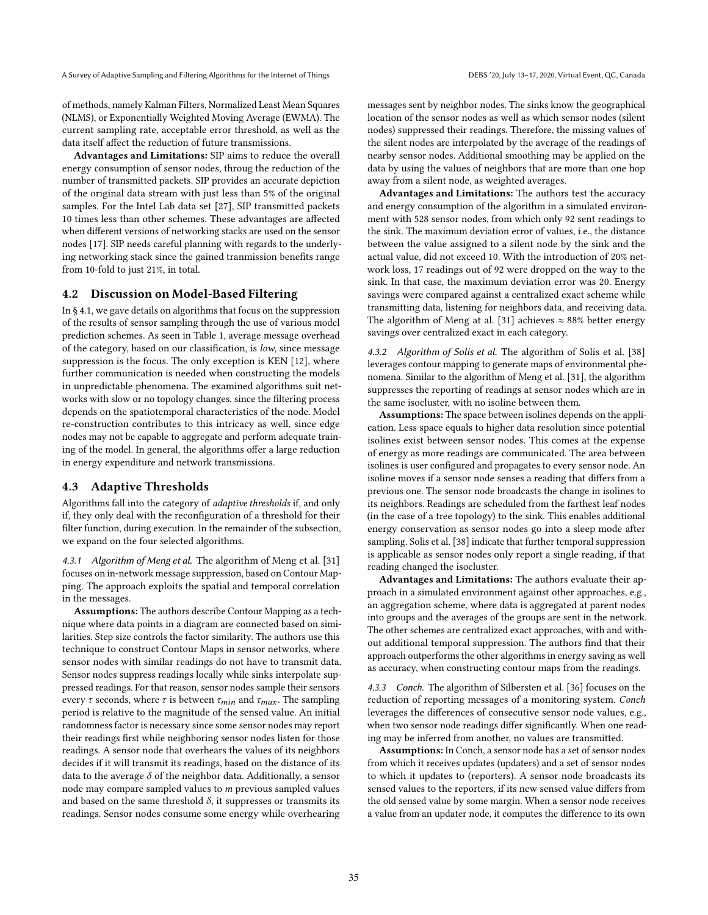of methods, namely Kalman Filters, Normalized Least Mean Squares (NLMS), or Exponentially Weighted Moving Average (EWMA). The current sampling rate, acceptable error threshold, as well as the data itself affect the reduction of future transmissions.

**Advantages and Limitations:** SIP aims to reduce the overall energy consumption of sensor nodes, throug the reduction of the number of transmitted packets. SIP provides an accurate depiction of the original data stream with just less than 5% of the original samples. For the Intel Lab data set [27], SIP transmitted packets 10 times less than other schemes. These advantages are affected when different versions of networking stacks are used on the sensor nodes [17]. SIP needs careful planning with regards to the underlying networking stack since the gained tranmission benefits range from 10-fold to just 21%, in total.

## 4.2 Discussion on Model-Based Filtering

In § 4.1, we gave details on algorithms that focus on the suppression of the results of sensor sampling through the use of various model prediction schemes. As seen in Table 1, average message overhead of the category, based on our classification, is *low*, since message suppression is the focus. The only exception is KEN [12], where further communication is needed when constructing the models in unpredictable phenomena. The examined algorithms suit networks with slow or no topology changes, since the filtering process depends on the spatiotemporal characteristics of the node. Model re-construction contributes to this intricacy as well, since edge nodes may not be capable to aggregate and perform adequate training of the model. In general, the algorithms offer a large reduction in energy expenditure and network transmissions.

## 4.3 Adaptive Thresholds

Algorithms fall into the category of *adaptive thresholds* if, and only if, they only deal with the reconfiguration of a threshold for their filter function, during execution. In the remainder of the subsection, we expand on the four selected algorithms.

### 4.3.1 Algorithm of Meng et al.

The algorithm of Meng et al. [31] focuses on in-network message suppression, based on Contour Mapping. The approach exploits the spatial and temporal correlation in the messages.

**Assumptions:** The authors describe Contour Mapping as a technique where data points in a diagram are connected based on similarities. Step size controls the factor similarity. The authors use this technique to construct Contour Maps in sensor networks, where sensor nodes with similar readings do not have to transmit data. Sensor nodes suppress readings locally while sinks interpolate suppressed readings. For that reason, sensor nodes sample their sensors every $\tau$ seconds, where $\tau$ is between $\tau_{min}$ and $\tau_{max}$. The sampling period is relative to the magnitude of the sensed value. An initial randomness factor is necessary since some sensor nodes may report their readings first while neighboring sensor nodes listen for those readings. A sensor node that overhears the values of its neighbors decides if it will transmit its readings, based on the distance of its data to the average $\delta$ of the neighbor data. Additionally, a sensor node may compare sampled values to $m$ previous sampled values and based on the same threshold $\delta$, it suppresses or transmits its readings. Sensor nodes consume some energy while overhearing messages sent by neighbor nodes. The sinks know the geographical location of the sensor nodes as well as which sensor nodes (silent nodes) suppressed their readings. Therefore, the missing values of the silent nodes are interpolated by the average of the readings of nearby sensor nodes. Additional smoothing may be applied on the data by using the values of neighbors that are more than one hop away from a silent node, as weighted averages.

**Advantages and Limitations:** The authors test the accuracy and energy consumption of the algorithm in a simulated environment with 528 sensor nodes, from which only 92 sent readings to the sink. The maximum deviation error of values, i.e., the distance between the value assigned to a silent node by the sink and the actual value, did not exceed 10. With the introduction of 20% network loss, 17 readings out of 92 were dropped on the way to the sink. In that case, the maximum deviation error was 20. Energy savings were compared against a centralized exact scheme while transmitting data, listening for neighbors data, and receiving data. The algorithm of Meng at al. [31] achieves $\approx 88\%$ better energy savings over centralized exact in each category.

### 4.3.2 Algorithm of Solis et al.

The algorithm of Solis et al. [38] leverages contour mapping to generate maps of environmental phenomena. Similar to the algorithm of Meng et al. [31], the algorithm suppresses the reporting of readings at sensor nodes which are in the same isocluster, with no isoline between them.

**Assumptions:** The space between isolines depends on the application. Less space equals to higher data resolution since potential isolines exist between sensor nodes. This comes at the expense of energy as more readings are communicated. The area between isolines is user configured and propagates to every sensor node. An isoline moves if a sensor node senses a reading that differs from a previous one. The sensor node broadcasts the change in isolines to its neighbors. Readings are scheduled from the farthest leaf nodes (in the case of a tree topology) to the sink. This enables additional energy conservation as sensor nodes go into a sleep mode after sampling. Solis et al. [38] indicate that further temporal suppression is applicable as sensor nodes only report a single reading, if that reading changed the isocluster.

**Advantages and Limitations:** The authors evaluate their approach in a simulated environment against other approaches, e.g., an aggregation scheme, where data is aggregated at parent nodes into groups and the averages of the groups are sent in the network. The other schemes are centralized exact approaches, with and without additional temporal suppression. The authors find that their approach outperforms the other algorithms in energy saving as well as accuracy, when constructing contour maps from the readings.

### 4.3.3 Conch.

The algorithm of Silbersten et al. [36] focuses on the reduction of reporting messages of a monitoring system. *Conch* leverages the differences of consecutive sensor node values, e.g., when two sensor node readings differ significantly. When one reading may be inferred from another, no values are transmitted.

**Assumptions:** In Conch, a sensor node has a set of sensor nodes from which it receives updates (updaters) and a set of sensor nodes to which it updates to (reporters). A sensor node broadcasts its sensed values to the reporters, if its new sensed value differs from the old sensed value by some margin. When a sensor node receives a value from an updater node, it computes the difference to its own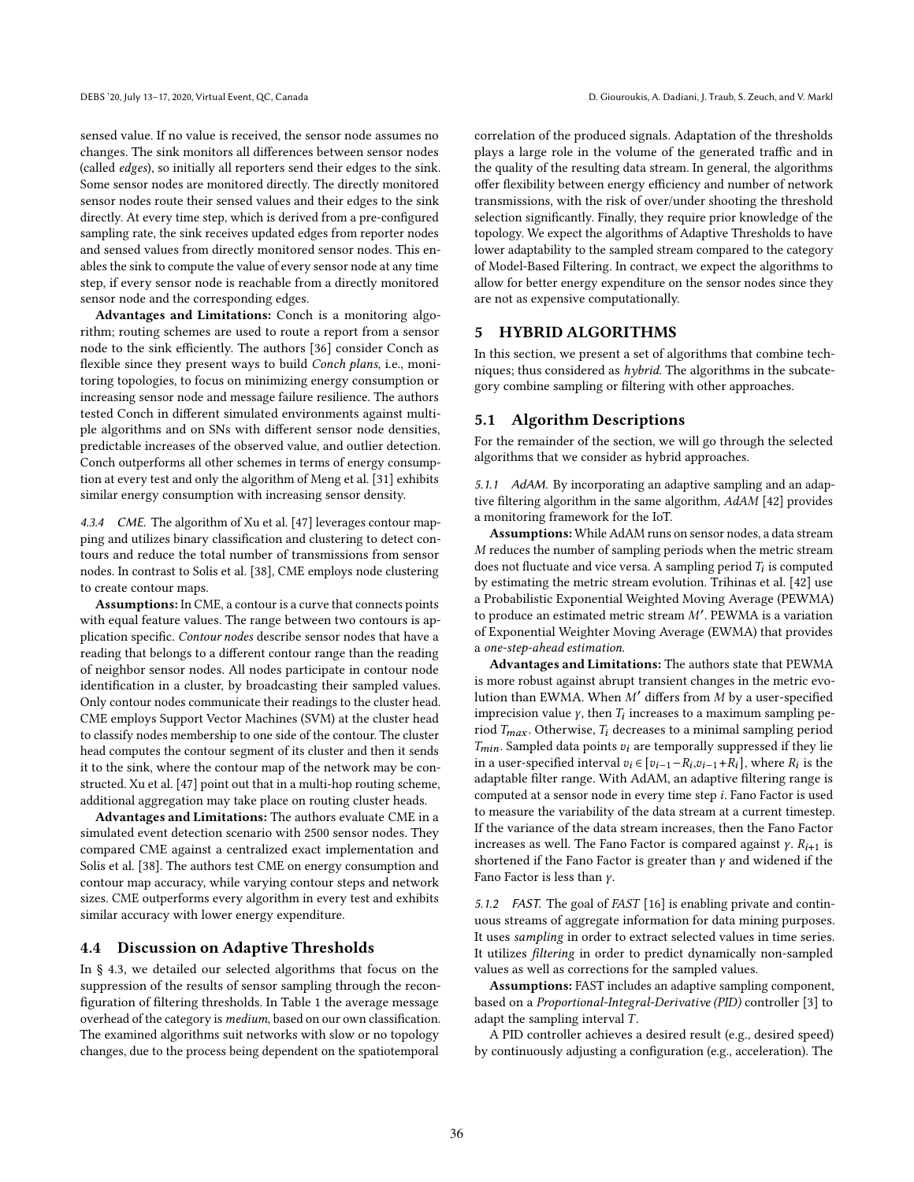sensed value. If no value is received, the sensor node assumes no changes. The sink monitors all differences between sensor nodes (called *edges*), so initially all reporters send their edges to the sink. Some sensor nodes are monitored directly. The directly monitored sensor nodes route their sensed values and their edges to the sink directly. At every time step, which is derived from a pre-configured sampling rate, the sink receives updated edges from reporter nodes and sensed values from directly monitored sensor nodes. This enables the sink to compute the value of every sensor node at any time step, if every sensor node is reachable from a directly monitored sensor node and the corresponding edges.

**Advantages and Limitations:** Conch is a monitoring algorithm; routing schemes are used to route a report from a sensor node to the sink efficiently. The authors [36] consider Conch as flexible since they present ways to build *Conch plans*, i.e., monitoring topologies, to focus on minimizing energy consumption or increasing sensor node and message failure resilience. The authors tested Conch in different simulated environments against multiple algorithms and on SNs with different sensor node densities, predictable increases of the observed value, and outlier detection. Conch outperforms all other schemes in terms of energy consumption at every test and only the algorithm of Meng et al. [31] exhibits similar energy consumption with increasing sensor density.

*4.3.4 CME.* The algorithm of Xu et al. [47] leverages contour mapping and utilizes binary classification and clustering to detect contours and reduce the total number of transmissions from sensor nodes. In contrast to Solis et al. [38], CME employs node clustering to create contour maps.

**Assumptions:** In CME, a contour is a curve that connects points with equal feature values. The range between two contours is application specific. *Contour nodes* describe sensor nodes that have a reading that belongs to a different contour range than the reading of neighbor sensor nodes. All nodes participate in contour node identification in a cluster, by broadcasting their sampled values. Only contour nodes communicate their readings to the cluster head. CME employs Support Vector Machines (SVM) at the cluster head to classify nodes membership to one side of the contour. The cluster head computes the contour segment of its cluster and then it sends it to the sink, where the contour map of the network may be constructed. Xu et al. [47] point out that in a multi-hop routing scheme, additional aggregation may take place on routing cluster heads.

**Advantages and Limitations:** The authors evaluate CME in a simulated event detection scenario with 2500 sensor nodes. They compared CME against a centralized exact implementation and Solis et al. [38]. The authors test CME on energy consumption and contour map accuracy, while varying contour steps and network sizes. CME outperforms every algorithm in every test and exhibits similar accuracy with lower energy expenditure.

## 4.4 Discussion on Adaptive Thresholds

In § 4.3, we detailed our selected algorithms that focus on the suppression of the results of sensor sampling through the reconfiguration of filtering thresholds. In Table 1 the average message overhead of the category is *medium*, based on our own classification. The examined algorithms suit networks with slow or no topology changes, due to the process being dependent on the spatiotemporal correlation of the produced signals. Adaptation of the thresholds plays a large role in the volume of the generated traffic and in the quality of the resulting data stream. In general, the algorithms offer flexibility between energy efficiency and number of network transmissions, with the risk of over/under shooting the threshold selection significantly. Finally, they require prior knowledge of the topology. We expect the algorithms of Adaptive Thresholds to have lower adaptability to the sampled stream compared to the category of Model-Based Filtering. In contract, we expect the algorithms to allow for better energy expenditure on the sensor nodes since they are not as expensive computationally.

# 5 HYBRID ALGORITHMS

In this section, we present a set of algorithms that combine techniques; thus considered as *hybrid*. The algorithms in the subcategory combine sampling or filtering with other approaches.

## 5.1 Algorithm Descriptions

For the remainder of the section, we will go through the selected algorithms that we consider as hybrid approaches.

*5.1.1 AdAM.* By incorporating an adaptive sampling and an adaptive filtering algorithm in the same algorithm, *AdAM* [42] provides a monitoring framework for the IoT.

**Assumptions:** While AdAM runs on sensor nodes, a data stream $M$ reduces the number of sampling periods when the metric stream does not fluctuate and vice versa. A sampling period $T_i$ is computed by estimating the metric stream evolution. Trihinas et al. [42] use a Probabilistic Exponential Weighted Moving Average (PEWMA) to produce an estimated metric stream $M'$. PEWMA is a variation of Exponential Weighter Moving Average (EWMA) that provides a *one-step-ahead estimation*.

**Advantages and Limitations:** The authors state that PEWMA is more robust against abrupt transient changes in the metric evolution than EWMA. When $M'$ differs from $M$ by a user-specified imprecision value $\gamma$, then $T_i$ increases to a maximum sampling period $T_{max}$. Otherwise, $T_i$ decreases to a minimal sampling period $T_{min}$. Sampled data points $v_i$ are temporally suppressed if they lie in a user-specified interval $v_i \in [v_{i-1}-R_i, v_{i-1}+R_i]$, where $R_i$ is the adaptable filter range. With AdAM, an adaptive filtering range is computed at a sensor node in every time step $i$. Fano Factor is used to measure the variability of the data stream at a current timestep. If the variance of the data stream increases, then the Fano Factor increases as well. The Fano Factor is compared against $\gamma$. $R_{i+1}$ is shortened if the Fano Factor is greater than $\gamma$ and widened if the Fano Factor is less than $\gamma$.

*5.1.2 FAST.* The goal of *FAST* [16] is enabling private and continuous streams of aggregate information for data mining purposes. It uses *sampling* in order to extract selected values in time series. It utilizes *filtering* in order to predict dynamically non-sampled values as well as corrections for the sampled values.

**Assumptions:** FAST includes an adaptive sampling component, based on a *Proportional-Integral-Derivative (PID)* controller [3] to adapt the sampling interval $T$.

A PID controller achieves a desired result (e.g., desired speed) by continuously adjusting a configuration (e.g., acceleration). The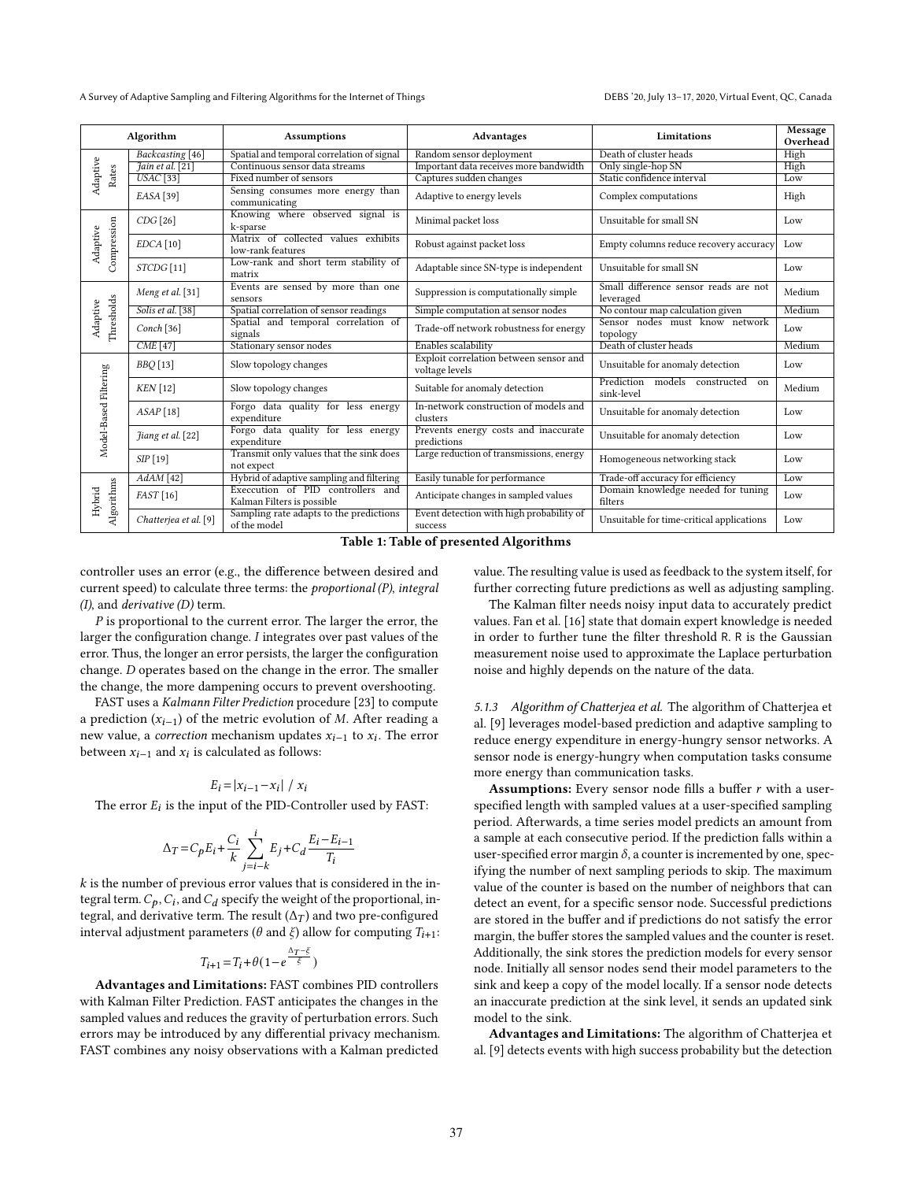| Algorithm | | Assumptions | Advantages | Limitations | Message Overhead |
|---|---|---|---|---|---|
| Adaptive Rates | *Backcasting* [46] | Spatial and temporal correlation of signal | Random sensor deployment | Death of cluster heads | High |
| | *Jain et al.* [21] | Continuous sensor data streams | Important data receives more bandwidth | Only single-hop SN | High |
| | *USAC* [33] | Fixed number of sensors | Captures sudden changes | Static confidence interval | Low |
| | *EASA* [39] | Sensing consumes more energy than communicating | Adaptive to energy levels | Complex computations | High |
| Adaptive Compression | *CDG* [26] | Knowing where observed signal is k-sparse | Minimal packet loss | Unsuitable for small SN | Low |
| | *EDCA* [10] | Matrix of collected values exhibits low-rank features | Robust against packet loss | Empty columns reduce recovery accuracy | Low |
| | *STCDG* [11] | Low-rank and short term stability of matrix | Adaptable since SN-type is independent | Unsuitable for small SN | Low |
| Adaptive Thresholds | *Meng et al.* [31] | Events are sensed by more than one sensors | Suppression is computationally simple | Small difference sensor reads are not leveraged | Medium |
| | *Solis et al.* [38] | Spatial correlation of sensor readings | Simple computation at sensor nodes | No contour map calculation given | Medium |
| | *Conch* [36] | Spatial and temporal correlation of signals | Trade-off network robustness for energy | Sensor nodes must know network topology | Low |
| | *CME* [47] | Stationary sensor nodes | Enables scalability | Death of cluster heads | Medium |
| Model-Based Filtering | *BBQ* [13] | Slow topology changes | Exploit correlation between sensor and voltage levels | Unsuitable for anomaly detection | Low |
| | *KEN* [12] | Slow topology changes | Suitable for anomaly detection | Prediction models constructed on sink-level | Medium |
| | *ASAP* [18] | Forgo data quality for less energy expenditure | In-network construction of models and clusters | Unsuitable for anomaly detection | Low |
| | *Jiang et al.* [22] | Forgo data quality for less energy expenditure | Prevents energy costs and inaccurate predictions | Unsuitable for anomaly detection | Low |
| | *SIP* [19] | Transmit only values that the sink does not expect | Large reduction of transmissions, energy | Homogeneous networking stack | Low |
| Hybrid Algorithms | *AdAM* [42] | Hybrid of adaptive sampling and filtering | Easily tunable for performance | Trade-off accuracy for efficiency | Low |
| | *FAST* [16] | Exeecution of PID controllers and Kalman Filters is possible | Anticipate changes in sampled values | Domain knowledge needed for tuning filters | Low |
| | *Chatterjea et al.* [9] | Sampling rate adapts to the predictions of the model | Event detection with high probability of success | Unsuitable for time-critical applications | Low |

**Table 1: Table of presented Algorithms**

controller uses an error (e.g., the difference between desired and current speed) to calculate three terms: the *proportional (P)*, *integral (I)*, and *derivative (D)* term.

*P* is proportional to the current error. The larger the error, the larger the configuration change. *I* integrates over past values of the error. Thus, the longer an error persists, the larger the configuration change. *D* operates based on the change in the error. The smaller the change, the more dampening occurs to prevent overshooting.

FAST uses a *Kalmann Filter Prediction* procedure [23] to compute a prediction ($x_{i-1}$) of the metric evolution of $M$. After reading a new value, a *correction* mechanism updates $x_{i-1}$ to $x_i$. The error between $x_{i-1}$ and $x_i$ is calculated as follows:

$$E_i = |x_{i-1} - x_i| \ / \ x_i$$

The error $E_i$ is the input of the PID-Controller used by FAST:

$$\Delta_T = C_p E_i + \frac{C_i}{k} \sum_{j=i-k}^{i} E_j + C_d \frac{E_i - E_{i-1}}{T_i}$$

$k$ is the number of previous error values that is considered in the integral term. $C_p$, $C_i$, and $C_d$ specify the weight of the proportional, integral, and derivative term. The result ($\Delta_T$) and two pre-configured interval adjustment parameters ($\theta$ and $\xi$) allow for computing $T_{i+1}$:

$$T_{i+1} = T_i + \theta(1 - e^{\frac{\Delta_T - \xi}{\xi}})$$

**Advantages and Limitations:** FAST combines PID controllers with Kalman Filter Prediction. FAST anticipates the changes in the sampled values and reduces the gravity of perturbation errors. Such errors may be introduced by any differential privacy mechanism. FAST combines any noisy observations with a Kalman predicted value. The resulting value is used as feedback to the system itself, for further correcting future predictions as well as adjusting sampling.

The Kalman filter needs noisy input data to accurately predict values. Fan et al. [16] state that domain expert knowledge is needed in order to further tune the filter threshold R. R is the Gaussian measurement noise used to approximate the Laplace perturbation noise and highly depends on the nature of the data.

#### 5.1.3 Algorithm of Chatterjea et al.

The algorithm of Chatterjea et al. [9] leverages model-based prediction and adaptive sampling to reduce energy expenditure in energy-hungry sensor networks. A sensor node is energy-hungry when computation tasks consume more energy than communication tasks.

**Assumptions:** Every sensor node fills a buffer $r$ with a user-specified length with sampled values at a user-specified sampling period. Afterwards, a time series model predicts an amount from a sample at each consecutive period. If the prediction falls within a user-specified error margin $\delta$, a counter is incremented by one, specifying the number of next sampling periods to skip. The maximum value of the counter is based on the number of neighbors that can detect an event, for a specific sensor node. Successful predictions are stored in the buffer and if predictions do not satisfy the error margin, the buffer stores the sampled values and the counter is reset. Additionally, the sink stores the prediction models for every sensor node. Initially all sensor nodes send their model parameters to the sink and keep a copy of the model locally. If a sensor node detects an inaccurate prediction at the sink level, it sends an updated sink model to the sink.

**Advantages and Limitations:** The algorithm of Chatterjea et al. [9] detects events with high success probability but the detection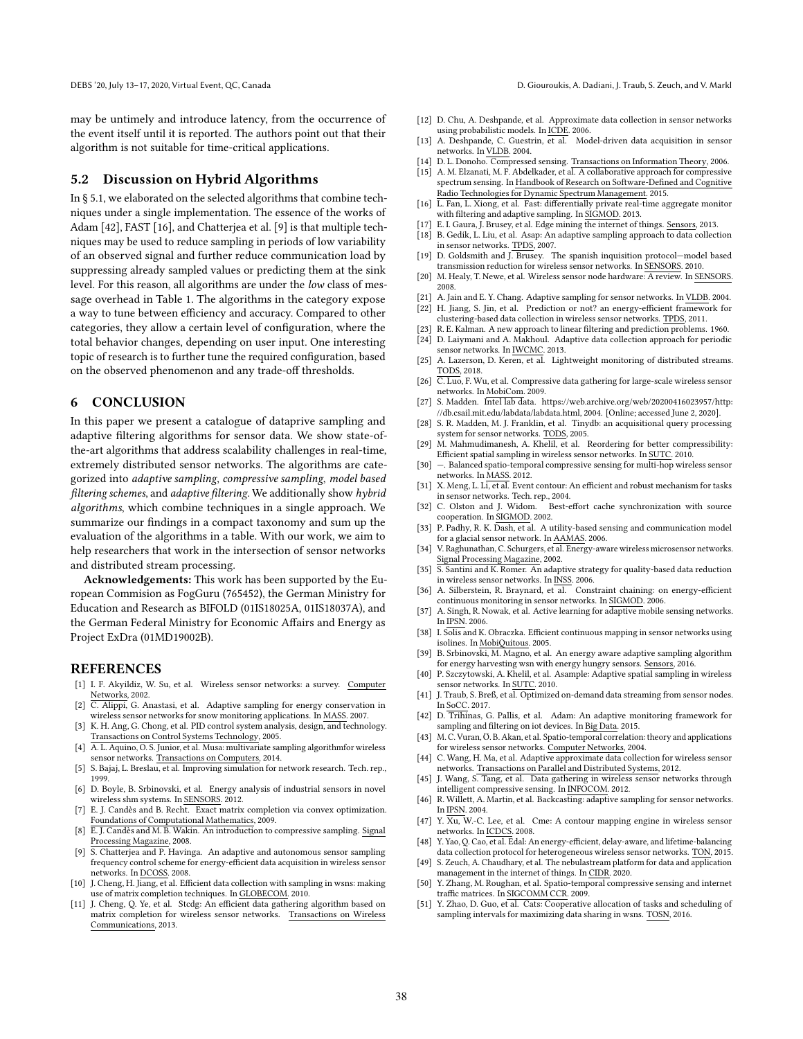may be untimely and introduce latency, from the occurrence of the event itself until it is reported. The authors point out that their algorithm is not suitable for time-critical applications.

## 5.2 Discussion on Hybrid Algorithms

In § 5.1, we elaborated on the selected algorithms that combine techniques under a single implementation. The essence of the works of Adam [42], FAST [16], and Chatterjea et al. [9] is that multiple techniques may be used to reduce sampling in periods of low variability of an observed signal and further reduce communication load by suppressing already sampled values or predicting them at the sink level. For this reason, all algorithms are under the *low* class of message overhead in Table 1. The algorithms in the category expose a way to tune between efficiency and accuracy. Compared to other categories, they allow a certain level of configuration, where the total behavior changes, depending on user input. One interesting topic of research is to further tune the required configuration, based on the observed phenomenon and any trade-off thresholds.

# 6 CONCLUSION

In this paper we present a catalogue of dataprive sampling and adaptive filtering algorithms for sensor data. We show state-of-the-art algorithms that address scalability challenges in real-time, extremely distributed sensor networks. The algorithms are categorized into *adaptive sampling*, *compressive sampling*, *model based filtering schemes*, and *adaptive filtering*. We additionally show *hybrid algorithms*, which combine techniques in a single approach. We summarize our findings in a compact taxonomy and sum up the evaluation of the algorithms in a table. With our work, we aim to help researchers that work in the intersection of sensor networks and distributed stream processing.

**Acknowledgements:** This work has been supported by the European Commision as FogGuru (765452), the German Ministry for Education and Research as BIFOLD (01IS18025A, 01IS18037A), and the German Federal Ministry for Economic Affairs and Energy as Project ExDra (01MD19002B).

# REFERENCES

[1] I. F. Akyildiz, W. Su, et al. Wireless sensor networks: a survey. Computer Networks, 2002.
[2] C. Alippi, G. Anastasi, et al. Adaptive sampling for energy conservation in wireless sensor networks for snow monitoring applications. In MASS. 2007.
[3] K. H. Ang, G. Chong, et al. PID control system analysis, design, and technology. Transactions on Control Systems Technology, 2005.
[4] A. L. Aquino, O. S. Junior, et al. Musa: multivariate sampling algorithmfor wireless sensor networks. Transactions on Computers, 2014.
[5] S. Bajaj, L. Breslau, et al. Improving simulation for network research. Tech. rep., 1999.
[6] D. Boyle, B. Srbinovski, et al. Energy analysis of industrial sensors in novel wireless shm systems. In SENSORS. 2012.
[7] E. J. Candès and B. Recht. Exact matrix completion via convex optimization. Foundations of Computational Mathematics, 2009.
[8] E. J. Candès and M. B. Wakin. An introduction to compressive sampling. Signal Processing Magazine, 2008.
[9] S. Chatterjea and P. Havinga. An adaptive and autonomous sensor sampling frequency control scheme for energy-efficient data acquisition in wireless sensor networks. In DCOSS. 2008.
[10] J. Cheng, H. Jiang, et al. Efficient data collection with sampling in wsns: making use of matrix completion techniques. In GLOBECOM. 2010.
[11] J. Cheng, Q. Ye, et al. Stcdg: An efficient data gathering algorithm based on matrix completion for wireless sensor networks. Transactions on Wireless Communications, 2013.
[12] D. Chu, A. Deshpande, et al. Approximate data collection in sensor networks using probabilistic models. In ICDE. 2006.
[13] A. Deshpande, C. Guestrin, et al. Model-driven data acquisition in sensor networks. In VLDB. 2004.
[14] D. L. Donoho. Compressed sensing. Transactions on Information Theory, 2006.
[15] A. M. Elzanati, M. F. Abdelkader, et al. A collaborative approach for compressive spectrum sensing. In Handbook of Research on Software-Defined and Cognitive Radio Technologies for Dynamic Spectrum Management. 2015.
[16] L. Fan, L. Xiong, et al. Fast: differentially private real-time aggregate monitor with filtering and adaptive sampling. In SIGMOD. 2013.
[17] E. I. Gaura, J. Brusey, et al. Edge mining the internet of things. Sensors, 2013.
[18] B. Gedik, L. Liu, et al. Asap: An adaptive sampling approach to data collection in sensor networks. TPDS, 2007.
[19] D. Goldsmith and J. Brusey. The spanish inquisition protocol—model based transmission reduction for wireless sensor networks. In SENSORS. 2010.
[20] M. Healy, T. Newe, et al. Wireless sensor node hardware: A review. In SENSORS. 2008.
[21] A. Jain and E. Y. Chang. Adaptive sampling for sensor networks. In VLDB. 2004.
[22] H. Jiang, S. Jin, et al. Prediction or not? an energy-efficient framework for clustering-based data collection in wireless sensor networks. TPDS, 2011.
[23] R. E. Kalman. A new approach to linear filtering and prediction problems. 1960.
[24] D. Laiymani and A. Makhoul. Adaptive data collection approach for periodic sensor networks. In IWCMC. 2013.
[25] A. Lazerson, D. Keren, et al. Lightweight monitoring of distributed streams. TODS, 2018.
[26] C. Luo, F. Wu, et al. Compressive data gathering for large-scale wireless sensor networks. In MobiCom. 2009.
[27] S. Madden. Intel lab data. https://web.archive.org/web/20200416023957/http://db.csail.mit.edu/labdata/labdata.html, 2004. [Online; accessed June 2, 2020].
[28] S. R. Madden, M. J. Franklin, et al. Tinydb: an acquisitional query processing system for sensor networks. TODS, 2005.
[29] M. Mahmudimanesh, A. Khelil, et al. Reordering for better compressibility: Efficient spatial sampling in wireless sensor networks. In SUTC. 2010.
[30] —. Balanced spatio-temporal compressive sensing for multi-hop wireless sensor networks. In MASS. 2012.
[31] X. Meng, L. Li, et al. Event contour: An efficient and robust mechanism for tasks in sensor networks. Tech. rep., 2004.
[32] C. Olston and J. Widom. Best-effort cache synchronization with source cooperation. In SIGMOD. 2002.
[33] P. Padhy, R. K. Dash, et al. A utility-based sensing and communication model for a glacial sensor network. In AAMAS. 2006.
[34] V. Raghunathan, C. Schurgers, et al. Energy-aware wireless microsensor networks. Signal Processing Magazine, 2002.
[35] S. Santini and K. Romer. An adaptive strategy for quality-based data reduction in wireless sensor networks. In INSS. 2006.
[36] A. Silberstein, R. Braynard, et al. Constraint chaining: on energy-efficient continuous monitoring in sensor networks. In SIGMOD. 2006.
[37] A. Singh, R. Nowak, et al. Active learning for adaptive mobile sensing networks. In IPSN. 2006.
[38] I. Solis and K. Obraczka. Efficient continuous mapping in sensor networks using isolines. In MobiQuitous. 2005.
[39] B. Srbinovski, M. Magno, et al. An energy aware adaptive sampling algorithm for energy harvesting wsn with energy hungry sensors. Sensors, 2016.
[40] P. Szczytowski, A. Khelil, et al. Asample: Adaptive spatial sampling in wireless sensor networks. In SUTC. 2010.
[41] J. Traub, S. Breß, et al. Optimized on-demand data streaming from sensor nodes. In SoCC. 2017.
[42] D. Trihinas, G. Pallis, et al. Adam: An adaptive monitoring framework for sampling and filtering on iot devices. In Big Data. 2015.
[43] M. C. Vuran, Ö. B. Akan, et al. Spatio-temporal correlation: theory and applications for wireless sensor networks. Computer Networks, 2004.
[44] C. Wang, H. Ma, et al. Adaptive approximate data collection for wireless sensor networks. Transactions on Parallel and Distributed Systems, 2012.
[45] J. Wang, S. Tang, et al. Data gathering in wireless sensor networks through intelligent compressive sensing. In INFOCOM. 2012.
[46] R. Willett, A. Martin, et al. Backcasting: adaptive sampling for sensor networks. In IPSN. 2004.
[47] Y. Xu, W.-C. Lee, et al. Cme: A contour mapping engine in wireless sensor networks. In ICDCS. 2008.
[48] Y. Yao, Q. Cao, et al. Edal: An energy-efficient, delay-aware, and lifetime-balancing data collection protocol for heterogeneous wireless sensor networks. TON, 2015.
[49] S. Zeuch, A. Chaudhary, et al. The nebulastream platform for data and application management in the internet of things. In CIDR. 2020.
[50] Y. Zhang, M. Roughan, et al. Spatio-temporal compressive sensing and internet traffic matrices. In SIGCOMM CCR. 2009.
[51] Y. Zhao, D. Guo, et al. Cats: Cooperative allocation of tasks and scheduling of sampling intervals for maximizing data sharing in wsns. TOSN, 2016.